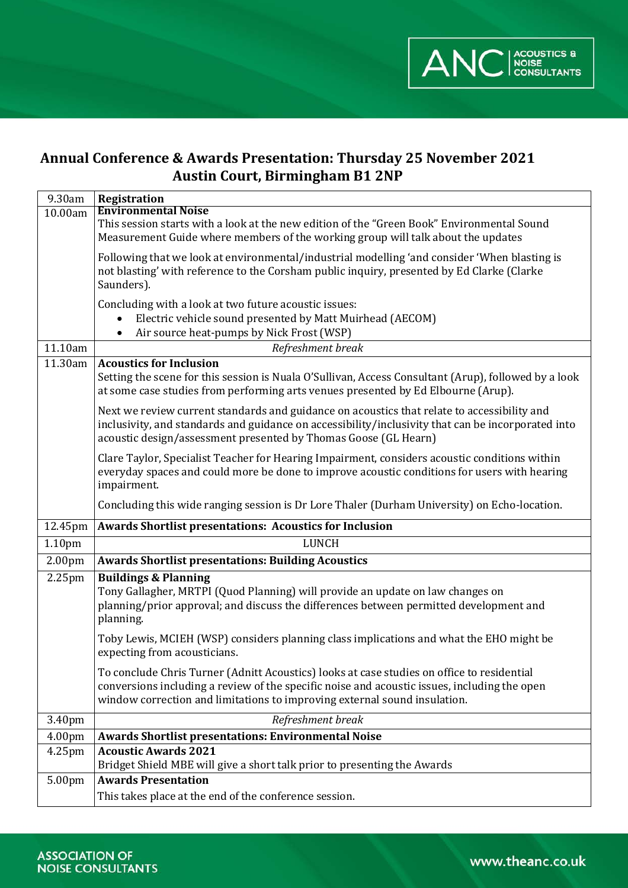## Annual Conference & Awards Presentation: Thursday 25 November 2021
## Austin Court, Birmingham B1 2NP

| | |
|---|---|
| 9.30am | **Registration** |
| 10.00am | **Environmental Noise**<br>This session starts with a look at the new edition of the "Green Book" Environmental Sound Measurement Guide where members of the working group will talk about the updates<br><br>Following that we look at environmental/industrial modelling 'and consider 'When blasting is not blasting' with reference to the Corsham public inquiry, presented by Ed Clarke (Clarke Saunders).<br><br>Concluding with a look at two future acoustic issues:<br>• Electric vehicle sound presented by Matt Muirhead (AECOM)<br>• Air source heat-pumps by Nick Frost (WSP) |
| 11.10am | *Refreshment break* |
| 11.30am | **Acoustics for Inclusion**<br>Setting the scene for this session is Nuala O'Sullivan, Access Consultant (Arup), followed by a look at some case studies from performing arts venues presented by Ed Elbourne (Arup).<br><br>Next we review current standards and guidance on acoustics that relate to accessibility and inclusivity, and standards and guidance on accessibility/inclusivity that can be incorporated into acoustic design/assessment presented by Thomas Goose (GL Hearn)<br><br>Clare Taylor, Specialist Teacher for Hearing Impairment, considers acoustic conditions within everyday spaces and could more be done to improve acoustic conditions for users with hearing impairment.<br><br>Concluding this wide ranging session is Dr Lore Thaler (Durham University) on Echo-location. |
| 12.45pm | **Awards Shortlist presentations: Acoustics for Inclusion** |
| 1.10pm | LUNCH |
| 2.00pm | **Awards Shortlist presentations: Building Acoustics** |
| 2.25pm | **Buildings & Planning**<br>Tony Gallagher, MRTPI (Quod Planning) will provide an update on law changes on planning/prior approval; and discuss the differences between permitted development and planning.<br><br>Toby Lewis, MCIEH (WSP) considers planning class implications and what the EHO might be expecting from acousticians.<br><br>To conclude Chris Turner (Adnitt Acoustics) looks at case studies on office to residential conversions including a review of the specific noise and acoustic issues, including the open window correction and limitations to improving external sound insulation. |
| 3.40pm | *Refreshment break* |
| 4.00pm | **Awards Shortlist presentations: Environmental Noise** |
| 4.25pm | **Acoustic Awards 2021**<br>Bridget Shield MBE will give a short talk prior to presenting the Awards |
| 5.00pm | **Awards Presentation**<br>This takes place at the end of the conference session. |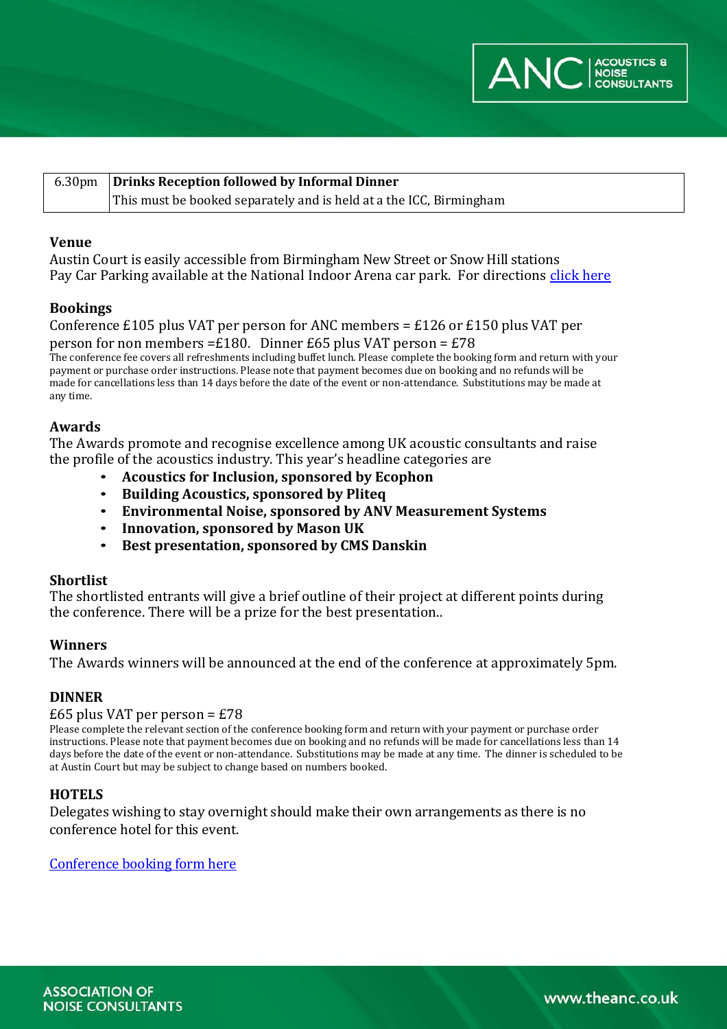| | |
|---|---|
| 6.30pm | **Drinks Reception followed by Informal Dinner** This must be booked separately and is held at a the ICC, Birmingham |

**Venue**

Austin Court is easily accessible from Birmingham New Street or Snow Hill stations
Pay Car Parking available at the National Indoor Arena car park. For directions [click here]

**Bookings**

Conference £105 plus VAT per person for ANC members = £126 or £150 plus VAT per person for non members =£180. Dinner £65 plus VAT person = £78

The conference fee covers all refreshments including buffet lunch. Please complete the booking form and return with your payment or purchase order instructions. Please note that payment becomes due on booking and no refunds will be made for cancellations less than 14 days before the date of the event or non-attendance. Substitutions may be made at any time.

**Awards**

The Awards promote and recognise excellence among UK acoustic consultants and raise the profile of the acoustics industry. This year's headline categories are

- **Acoustics for Inclusion, sponsored by Ecophon**
- **Building Acoustics, sponsored by Pliteq**
- **Environmental Noise, sponsored by ANV Measurement Systems**
- **Innovation, sponsored by Mason UK**
- **Best presentation, sponsored by CMS Danskin**

**Shortlist**

The shortlisted entrants will give a brief outline of their project at different points during the conference. There will be a prize for the best presentation..

**Winners**

The Awards winners will be announced at the end of the conference at approximately 5pm.

**DINNER**

£65 plus VAT per person = £78

Please complete the relevant section of the conference booking form and return with your payment or purchase order instructions. Please note that payment becomes due on booking and no refunds will be made for cancellations less than 14 days before the date of the event or non-attendance. Substitutions may be made at any time. The dinner is scheduled to be at Austin Court but may be subject to change based on numbers booked.

**HOTELS**

Delegates wishing to stay overnight should make their own arrangements as there is no conference hotel for this event.

[Conference booking form here]